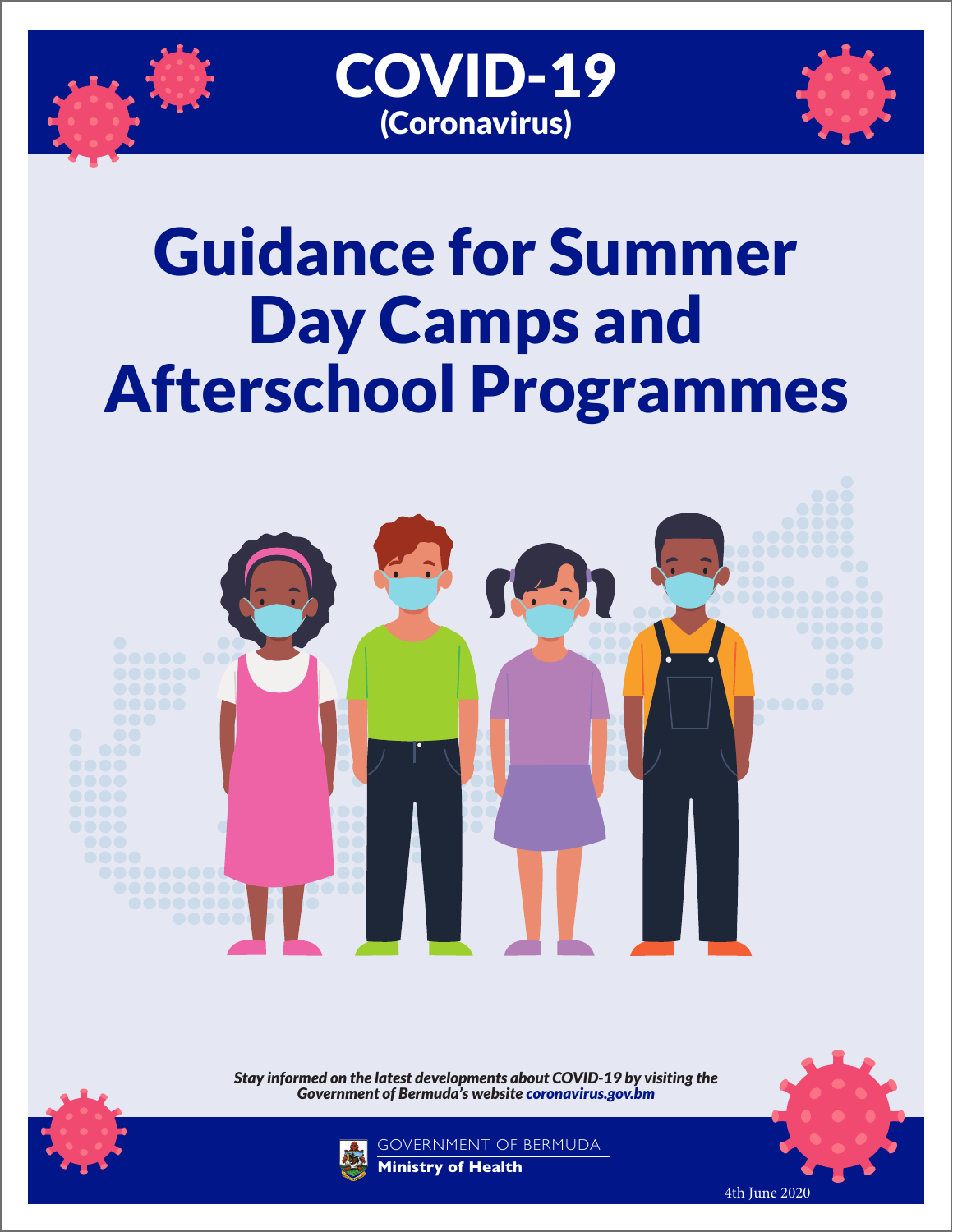# COVID-19

(Coronavirus)

# Guidance for Summer Day Camps and Afterschool Programmes

*Stay informed on the latest developments about COVID-19 by visiting the Government of Bermuda's website* ***coronavirus.gov.bm***

GOVERNMENT OF BERMUDA
**Ministry of Health**

4th June 2020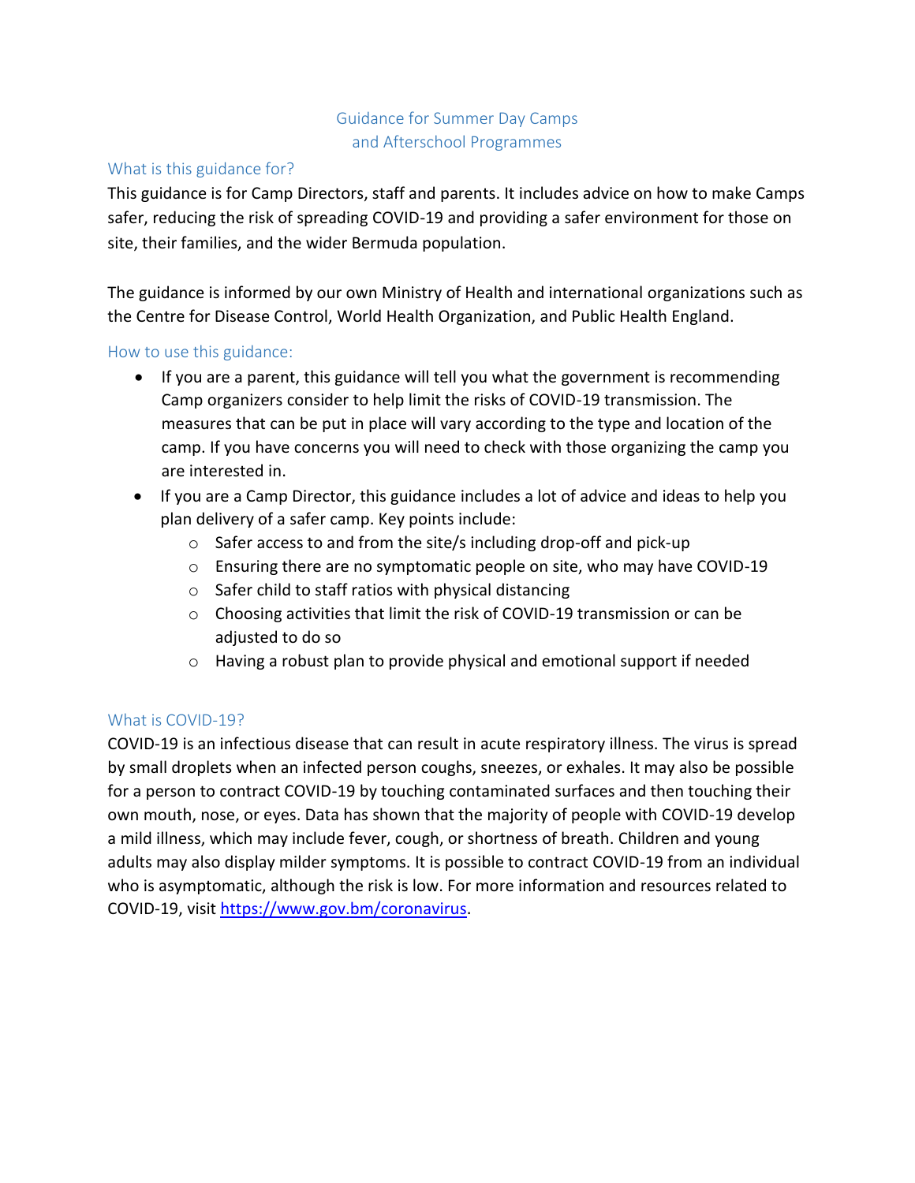# Guidance for Summer Day Camps and Afterschool Programmes

## What is this guidance for?

This guidance is for Camp Directors, staff and parents. It includes advice on how to make Camps safer, reducing the risk of spreading COVID-19 and providing a safer environment for those on site, their families, and the wider Bermuda population.

The guidance is informed by our own Ministry of Health and international organizations such as the Centre for Disease Control, World Health Organization, and Public Health England.

## How to use this guidance:

- If you are a parent, this guidance will tell you what the government is recommending Camp organizers consider to help limit the risks of COVID-19 transmission. The measures that can be put in place will vary according to the type and location of the camp. If you have concerns you will need to check with those organizing the camp you are interested in.
- If you are a Camp Director, this guidance includes a lot of advice and ideas to help you plan delivery of a safer camp. Key points include:
  - Safer access to and from the site/s including drop-off and pick-up
  - Ensuring there are no symptomatic people on site, who may have COVID-19
  - Safer child to staff ratios with physical distancing
  - Choosing activities that limit the risk of COVID-19 transmission or can be adjusted to do so
  - Having a robust plan to provide physical and emotional support if needed

## What is COVID-19?

COVID-19 is an infectious disease that can result in acute respiratory illness. The virus is spread by small droplets when an infected person coughs, sneezes, or exhales. It may also be possible for a person to contract COVID-19 by touching contaminated surfaces and then touching their own mouth, nose, or eyes. Data has shown that the majority of people with COVID-19 develop a mild illness, which may include fever, cough, or shortness of breath. Children and young adults may also display milder symptoms. It is possible to contract COVID-19 from an individual who is asymptomatic, although the risk is low. For more information and resources related to COVID-19, visit https://www.gov.bm/coronavirus.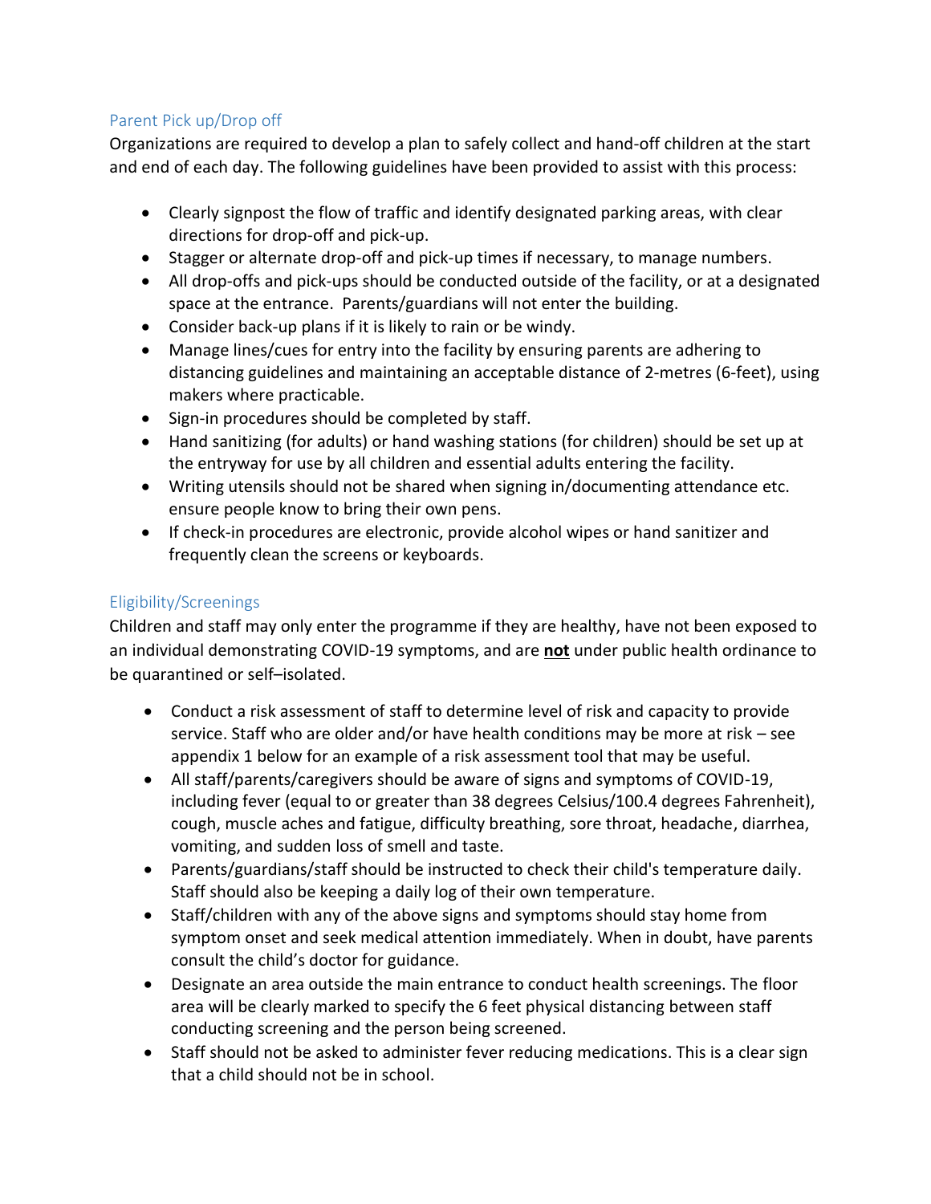## Parent Pick up/Drop off

Organizations are required to develop a plan to safely collect and hand-off children at the start and end of each day. The following guidelines have been provided to assist with this process:

- Clearly signpost the flow of traffic and identify designated parking areas, with clear directions for drop-off and pick-up.
- Stagger or alternate drop-off and pick-up times if necessary, to manage numbers.
- All drop-offs and pick-ups should be conducted outside of the facility, or at a designated space at the entrance. Parents/guardians will not enter the building.
- Consider back-up plans if it is likely to rain or be windy.
- Manage lines/cues for entry into the facility by ensuring parents are adhering to distancing guidelines and maintaining an acceptable distance of 2-metres (6-feet), using makers where practicable.
- Sign-in procedures should be completed by staff.
- Hand sanitizing (for adults) or hand washing stations (for children) should be set up at the entryway for use by all children and essential adults entering the facility.
- Writing utensils should not be shared when signing in/documenting attendance etc. ensure people know to bring their own pens.
- If check-in procedures are electronic, provide alcohol wipes or hand sanitizer and frequently clean the screens or keyboards.

## Eligibility/Screenings

Children and staff may only enter the programme if they are healthy, have not been exposed to an individual demonstrating COVID-19 symptoms, and are **not** under public health ordinance to be quarantined or self–isolated.

- Conduct a risk assessment of staff to determine level of risk and capacity to provide service. Staff who are older and/or have health conditions may be more at risk – see appendix 1 below for an example of a risk assessment tool that may be useful.
- All staff/parents/caregivers should be aware of signs and symptoms of COVID-19, including fever (equal to or greater than 38 degrees Celsius/100.4 degrees Fahrenheit), cough, muscle aches and fatigue, difficulty breathing, sore throat, headache, diarrhea, vomiting, and sudden loss of smell and taste.
- Parents/guardians/staff should be instructed to check their child's temperature daily. Staff should also be keeping a daily log of their own temperature.
- Staff/children with any of the above signs and symptoms should stay home from symptom onset and seek medical attention immediately. When in doubt, have parents consult the child's doctor for guidance.
- Designate an area outside the main entrance to conduct health screenings. The floor area will be clearly marked to specify the 6 feet physical distancing between staff conducting screening and the person being screened.
- Staff should not be asked to administer fever reducing medications. This is a clear sign that a child should not be in school.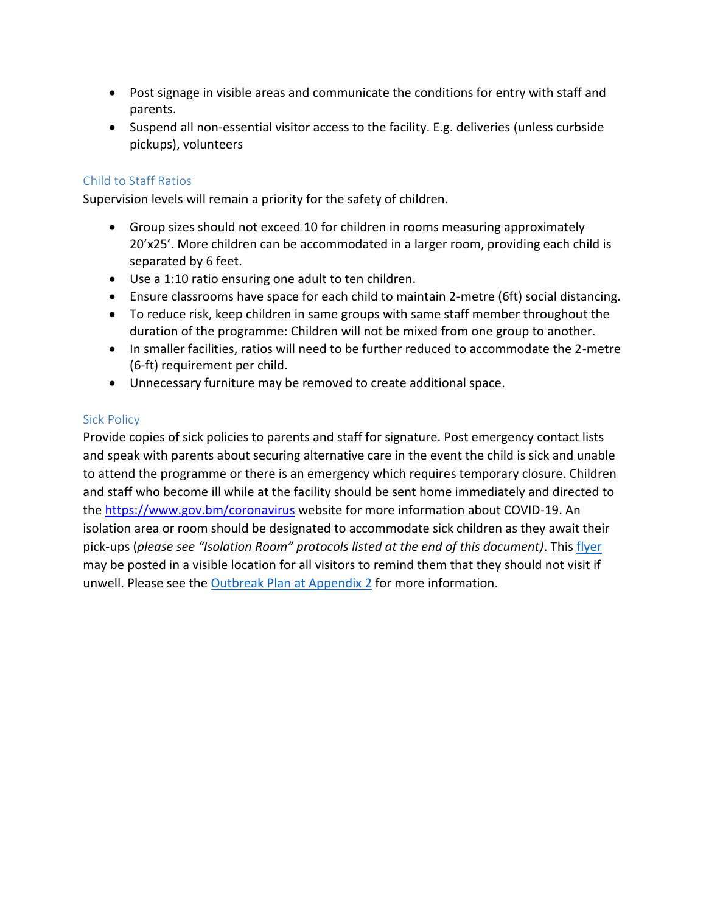- Post signage in visible areas and communicate the conditions for entry with staff and parents.
- Suspend all non-essential visitor access to the facility. E.g. deliveries (unless curbside pickups), volunteers

## Child to Staff Ratios

Supervision levels will remain a priority for the safety of children.

- Group sizes should not exceed 10 for children in rooms measuring approximately 20'x25'. More children can be accommodated in a larger room, providing each child is separated by 6 feet.
- Use a 1:10 ratio ensuring one adult to ten children.
- Ensure classrooms have space for each child to maintain 2-metre (6ft) social distancing.
- To reduce risk, keep children in same groups with same staff member throughout the duration of the programme: Children will not be mixed from one group to another.
- In smaller facilities, ratios will need to be further reduced to accommodate the 2-metre (6-ft) requirement per child.
- Unnecessary furniture may be removed to create additional space.

## Sick Policy

Provide copies of sick policies to parents and staff for signature. Post emergency contact lists and speak with parents about securing alternative care in the event the child is sick and unable to attend the programme or there is an emergency which requires temporary closure. Children and staff who become ill while at the facility should be sent home immediately and directed to the [https://www.gov.bm/coronavirus](https://www.gov.bm/coronavirus) website for more information about COVID-19. An isolation area or room should be designated to accommodate sick children as they await their pick-ups (*please see "Isolation Room" protocols listed at the end of this document)*. This [flyer](flyer) may be posted in a visible location for all visitors to remind them that they should not visit if unwell. Please see the [Outbreak Plan at Appendix 2](Outbreak Plan at Appendix 2) for more information.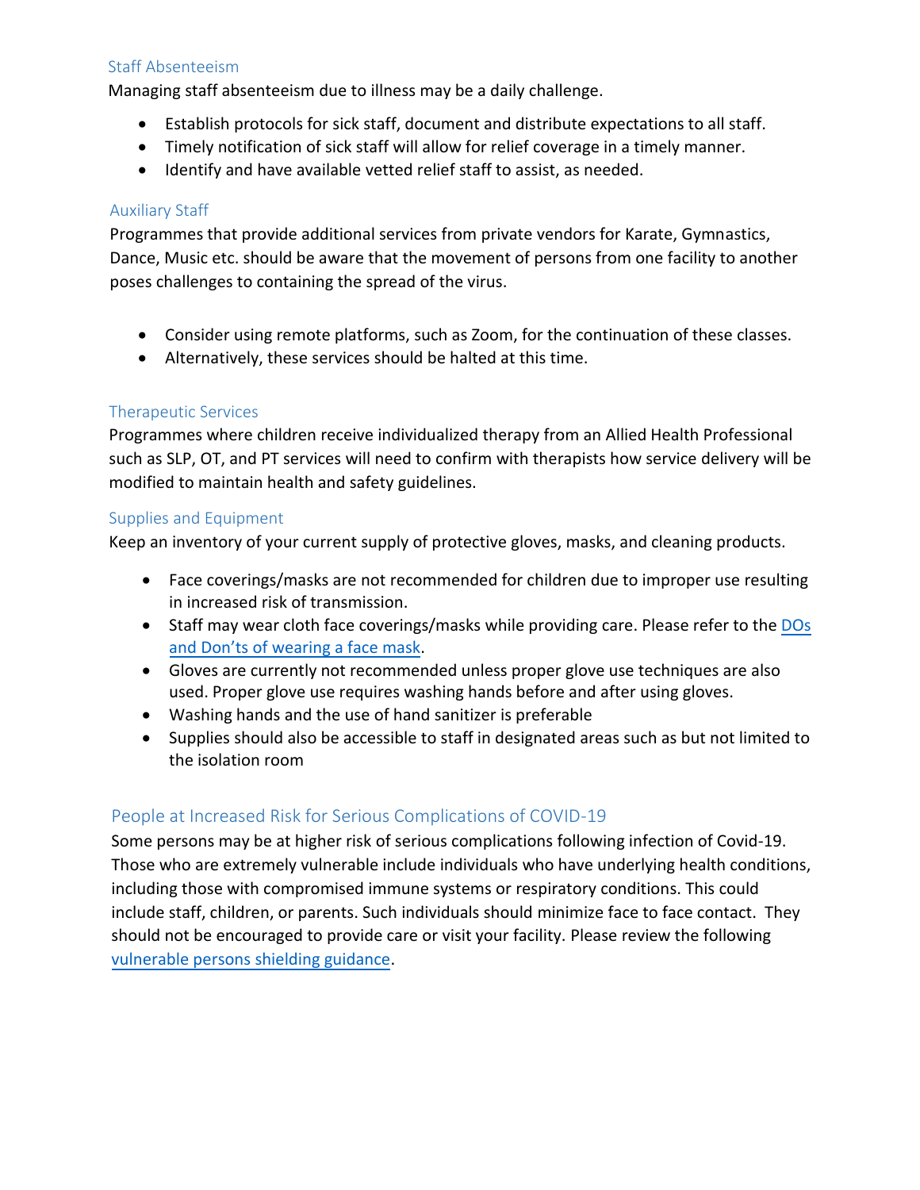### Staff Absenteeism

Managing staff absenteeism due to illness may be a daily challenge.

- Establish protocols for sick staff, document and distribute expectations to all staff.
- Timely notification of sick staff will allow for relief coverage in a timely manner.
- Identify and have available vetted relief staff to assist, as needed.

### Auxiliary Staff

Programmes that provide additional services from private vendors for Karate, Gymnastics, Dance, Music etc. should be aware that the movement of persons from one facility to another poses challenges to containing the spread of the virus.

- Consider using remote platforms, such as Zoom, for the continuation of these classes.
- Alternatively, these services should be halted at this time.

### Therapeutic Services

Programmes where children receive individualized therapy from an Allied Health Professional such as SLP, OT, and PT services will need to confirm with therapists how service delivery will be modified to maintain health and safety guidelines.

### Supplies and Equipment

Keep an inventory of your current supply of protective gloves, masks, and cleaning products.

- Face coverings/masks are not recommended for children due to improper use resulting in increased risk of transmission.
- Staff may wear cloth face coverings/masks while providing care. Please refer to the DOs and Don'ts of wearing a face mask.
- Gloves are currently not recommended unless proper glove use techniques are also used. Proper glove use requires washing hands before and after using gloves.
- Washing hands and the use of hand sanitizer is preferable
- Supplies should also be accessible to staff in designated areas such as but not limited to the isolation room

## People at Increased Risk for Serious Complications of COVID-19

Some persons may be at higher risk of serious complications following infection of Covid-19. Those who are extremely vulnerable include individuals who have underlying health conditions, including those with compromised immune systems or respiratory conditions. This could include staff, children, or parents. Such individuals should minimize face to face contact. They should not be encouraged to provide care or visit your facility. Please review the following vulnerable persons shielding guidance.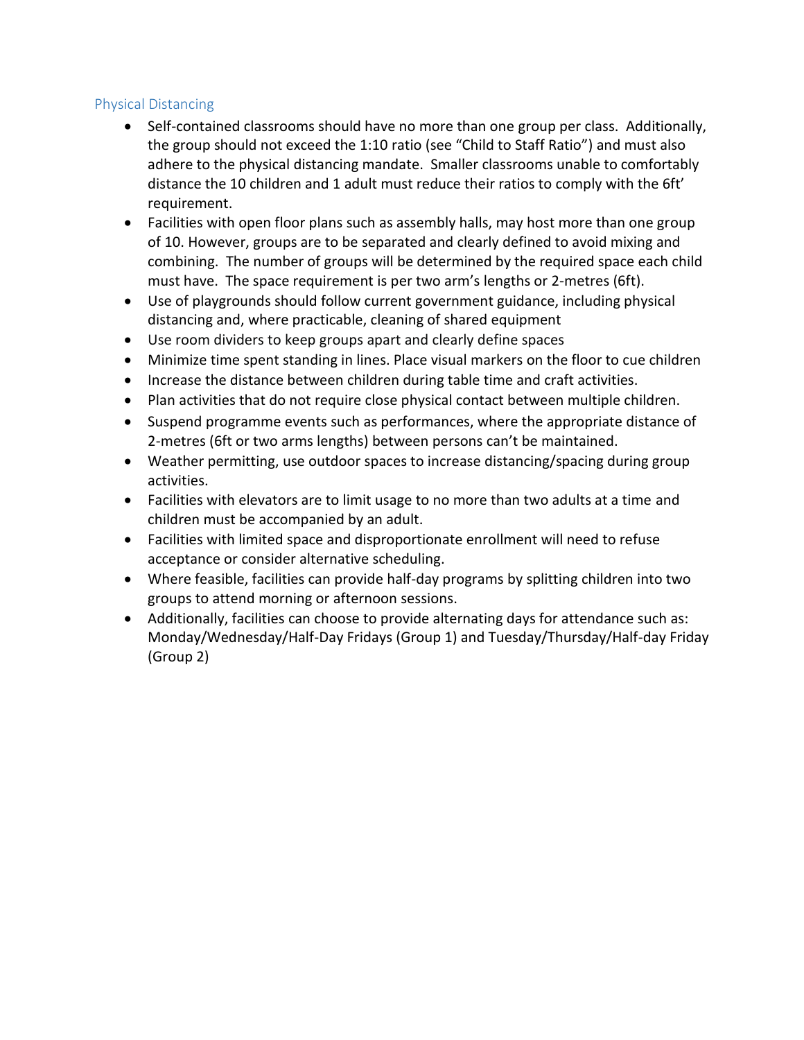## Physical Distancing

- Self-contained classrooms should have no more than one group per class. Additionally, the group should not exceed the 1:10 ratio (see "Child to Staff Ratio") and must also adhere to the physical distancing mandate. Smaller classrooms unable to comfortably distance the 10 children and 1 adult must reduce their ratios to comply with the 6ft' requirement.
- Facilities with open floor plans such as assembly halls, may host more than one group of 10. However, groups are to be separated and clearly defined to avoid mixing and combining. The number of groups will be determined by the required space each child must have. The space requirement is per two arm's lengths or 2-metres (6ft).
- Use of playgrounds should follow current government guidance, including physical distancing and, where practicable, cleaning of shared equipment
- Use room dividers to keep groups apart and clearly define spaces
- Minimize time spent standing in lines. Place visual markers on the floor to cue children
- Increase the distance between children during table time and craft activities.
- Plan activities that do not require close physical contact between multiple children.
- Suspend programme events such as performances, where the appropriate distance of 2-metres (6ft or two arms lengths) between persons can't be maintained.
- Weather permitting, use outdoor spaces to increase distancing/spacing during group activities.
- Facilities with elevators are to limit usage to no more than two adults at a time and children must be accompanied by an adult.
- Facilities with limited space and disproportionate enrollment will need to refuse acceptance or consider alternative scheduling.
- Where feasible, facilities can provide half-day programs by splitting children into two groups to attend morning or afternoon sessions.
- Additionally, facilities can choose to provide alternating days for attendance such as: Monday/Wednesday/Half-Day Fridays (Group 1) and Tuesday/Thursday/Half-day Friday (Group 2)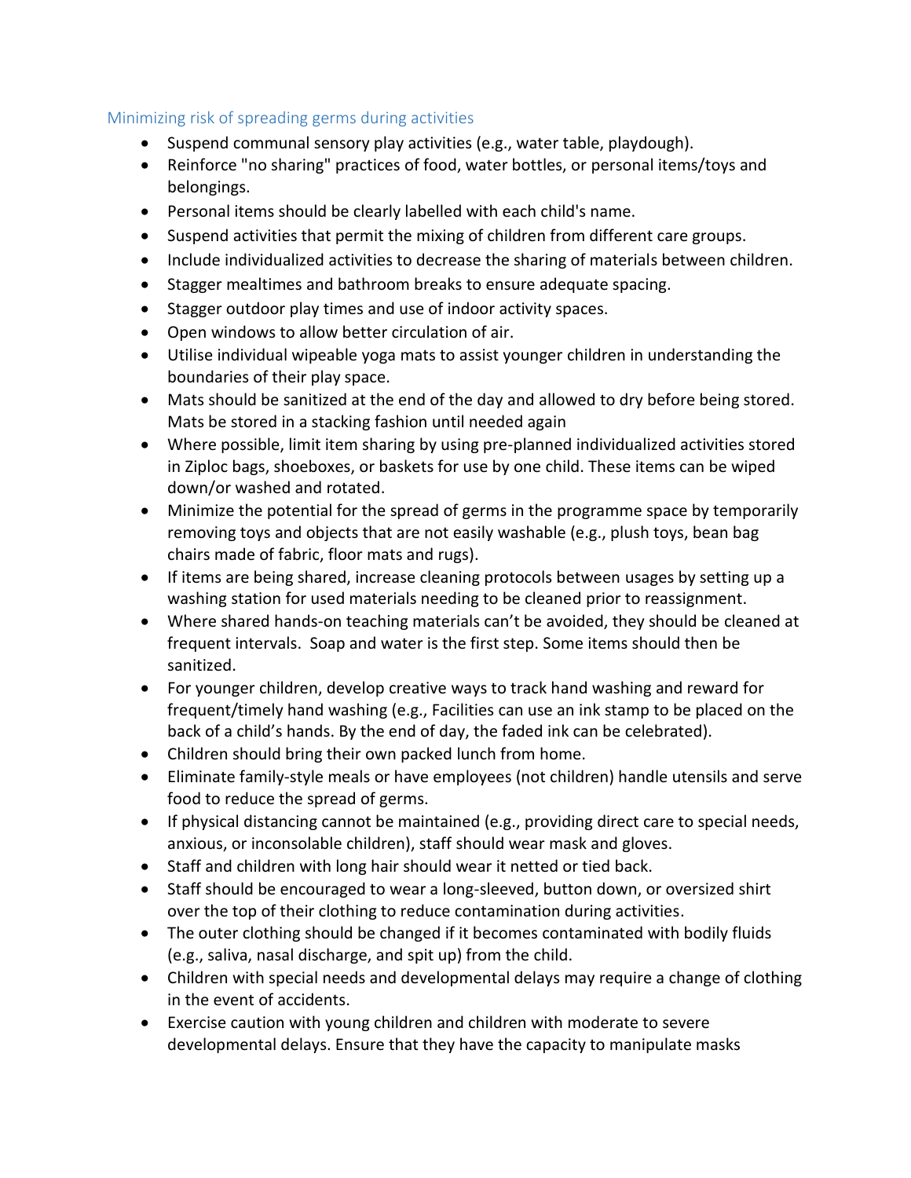### Minimizing risk of spreading germs during activities

- Suspend communal sensory play activities (e.g., water table, playdough).
- Reinforce "no sharing" practices of food, water bottles, or personal items/toys and belongings.
- Personal items should be clearly labelled with each child's name.
- Suspend activities that permit the mixing of children from different care groups.
- Include individualized activities to decrease the sharing of materials between children.
- Stagger mealtimes and bathroom breaks to ensure adequate spacing.
- Stagger outdoor play times and use of indoor activity spaces.
- Open windows to allow better circulation of air.
- Utilise individual wipeable yoga mats to assist younger children in understanding the boundaries of their play space.
- Mats should be sanitized at the end of the day and allowed to dry before being stored. Mats be stored in a stacking fashion until needed again
- Where possible, limit item sharing by using pre-planned individualized activities stored in Ziploc bags, shoeboxes, or baskets for use by one child. These items can be wiped down/or washed and rotated.
- Minimize the potential for the spread of germs in the programme space by temporarily removing toys and objects that are not easily washable (e.g., plush toys, bean bag chairs made of fabric, floor mats and rugs).
- If items are being shared, increase cleaning protocols between usages by setting up a washing station for used materials needing to be cleaned prior to reassignment.
- Where shared hands-on teaching materials can't be avoided, they should be cleaned at frequent intervals. Soap and water is the first step. Some items should then be sanitized.
- For younger children, develop creative ways to track hand washing and reward for frequent/timely hand washing (e.g., Facilities can use an ink stamp to be placed on the back of a child's hands. By the end of day, the faded ink can be celebrated).
- Children should bring their own packed lunch from home.
- Eliminate family-style meals or have employees (not children) handle utensils and serve food to reduce the spread of germs.
- If physical distancing cannot be maintained (e.g., providing direct care to special needs, anxious, or inconsolable children), staff should wear mask and gloves.
- Staff and children with long hair should wear it netted or tied back.
- Staff should be encouraged to wear a long-sleeved, button down, or oversized shirt over the top of their clothing to reduce contamination during activities.
- The outer clothing should be changed if it becomes contaminated with bodily fluids (e.g., saliva, nasal discharge, and spit up) from the child.
- Children with special needs and developmental delays may require a change of clothing in the event of accidents.
- Exercise caution with young children and children with moderate to severe developmental delays. Ensure that they have the capacity to manipulate masks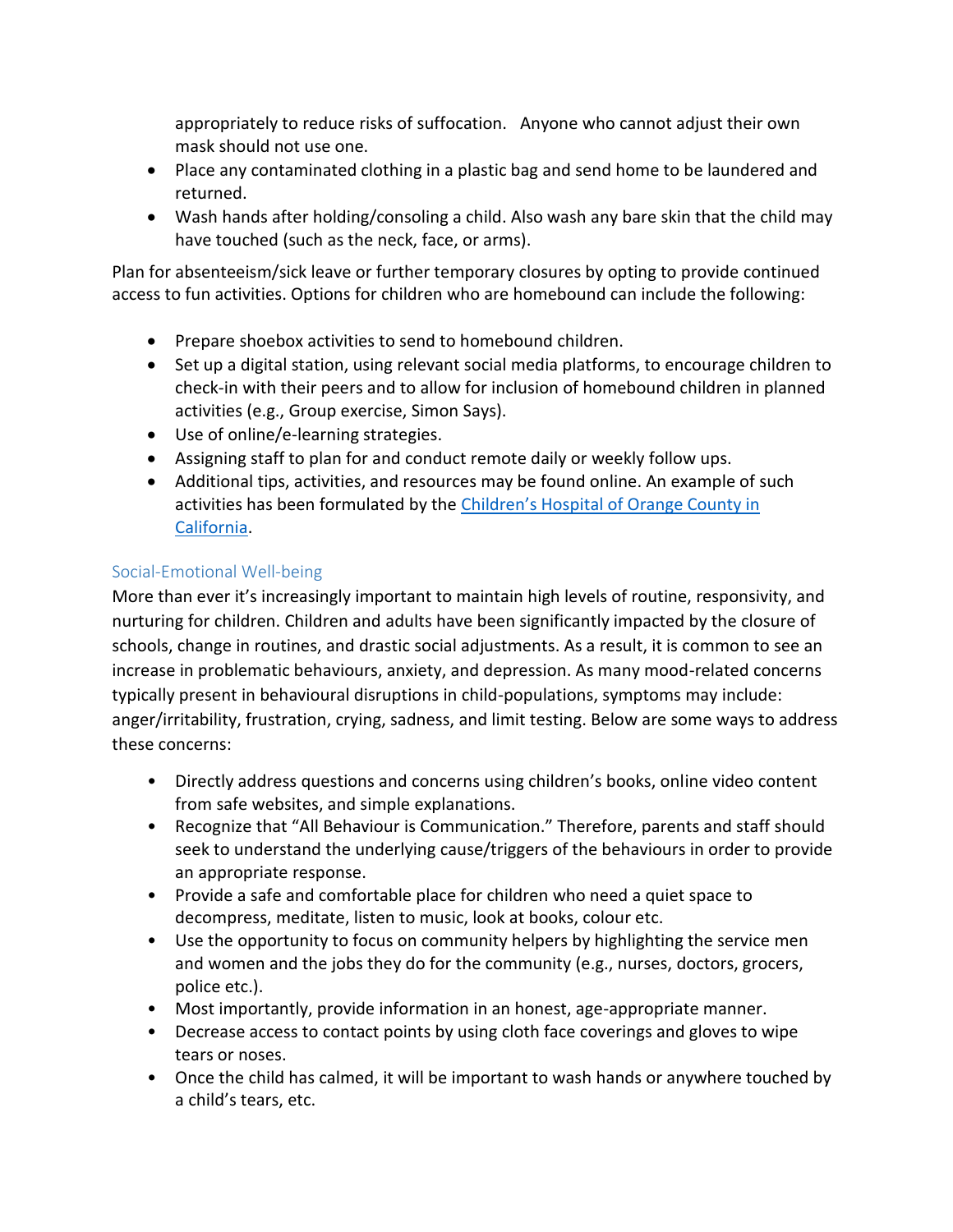appropriately to reduce risks of suffocation. Anyone who cannot adjust their own mask should not use one.

- Place any contaminated clothing in a plastic bag and send home to be laundered and returned.
- Wash hands after holding/consoling a child. Also wash any bare skin that the child may have touched (such as the neck, face, or arms).

Plan for absenteeism/sick leave or further temporary closures by opting to provide continued access to fun activities. Options for children who are homebound can include the following:

- Prepare shoebox activities to send to homebound children.
- Set up a digital station, using relevant social media platforms, to encourage children to check-in with their peers and to allow for inclusion of homebound children in planned activities (e.g., Group exercise, Simon Says).
- Use of online/e-learning strategies.
- Assigning staff to plan for and conduct remote daily or weekly follow ups.
- Additional tips, activities, and resources may be found online. An example of such activities has been formulated by the [Children's Hospital of Orange County in California](#).

### Social-Emotional Well-being

More than ever it's increasingly important to maintain high levels of routine, responsivity, and nurturing for children. Children and adults have been significantly impacted by the closure of schools, change in routines, and drastic social adjustments. As a result, it is common to see an increase in problematic behaviours, anxiety, and depression. As many mood-related concerns typically present in behavioural disruptions in child-populations, symptoms may include: anger/irritability, frustration, crying, sadness, and limit testing. Below are some ways to address these concerns:

- Directly address questions and concerns using children's books, online video content from safe websites, and simple explanations.
- Recognize that "All Behaviour is Communication." Therefore, parents and staff should seek to understand the underlying cause/triggers of the behaviours in order to provide an appropriate response.
- Provide a safe and comfortable place for children who need a quiet space to decompress, meditate, listen to music, look at books, colour etc.
- Use the opportunity to focus on community helpers by highlighting the service men and women and the jobs they do for the community (e.g., nurses, doctors, grocers, police etc.).
- Most importantly, provide information in an honest, age-appropriate manner.
- Decrease access to contact points by using cloth face coverings and gloves to wipe tears or noses.
- Once the child has calmed, it will be important to wash hands or anywhere touched by a child's tears, etc.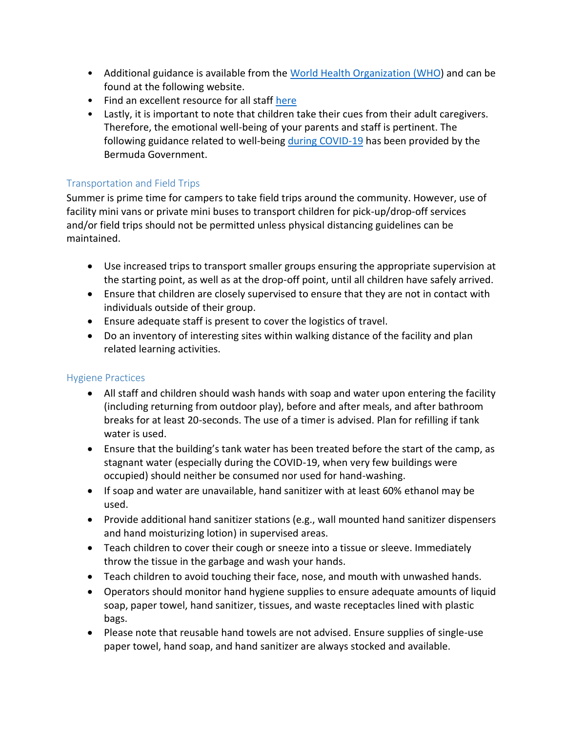- Additional guidance is available from the [World Health Organization (WHO)]() and can be found at the following website.
- Find an excellent resource for all staff [here]()
- Lastly, it is important to note that children take their cues from their adult caregivers. Therefore, the emotional well-being of your parents and staff is pertinent. The following guidance related to well-being [during COVID-19]() has been provided by the Bermuda Government.

### Transportation and Field Trips

Summer is prime time for campers to take field trips around the community. However, use of facility mini vans or private mini buses to transport children for pick-up/drop-off services and/or field trips should not be permitted unless physical distancing guidelines can be maintained.

- Use increased trips to transport smaller groups ensuring the appropriate supervision at the starting point, as well as at the drop-off point, until all children have safely arrived.
- Ensure that children are closely supervised to ensure that they are not in contact with individuals outside of their group.
- Ensure adequate staff is present to cover the logistics of travel.
- Do an inventory of interesting sites within walking distance of the facility and plan related learning activities.

### Hygiene Practices

- All staff and children should wash hands with soap and water upon entering the facility (including returning from outdoor play), before and after meals, and after bathroom breaks for at least 20-seconds. The use of a timer is advised. Plan for refilling if tank water is used.
- Ensure that the building's tank water has been treated before the start of the camp, as stagnant water (especially during the COVID-19, when very few buildings were occupied) should neither be consumed nor used for hand-washing.
- If soap and water are unavailable, hand sanitizer with at least 60% ethanol may be used.
- Provide additional hand sanitizer stations (e.g., wall mounted hand sanitizer dispensers and hand moisturizing lotion) in supervised areas.
- Teach children to cover their cough or sneeze into a tissue or sleeve. Immediately throw the tissue in the garbage and wash your hands.
- Teach children to avoid touching their face, nose, and mouth with unwashed hands.
- Operators should monitor hand hygiene supplies to ensure adequate amounts of liquid soap, paper towel, hand sanitizer, tissues, and waste receptacles lined with plastic bags.
- Please note that reusable hand towels are not advised. Ensure supplies of single-use paper towel, hand soap, and hand sanitizer are always stocked and available.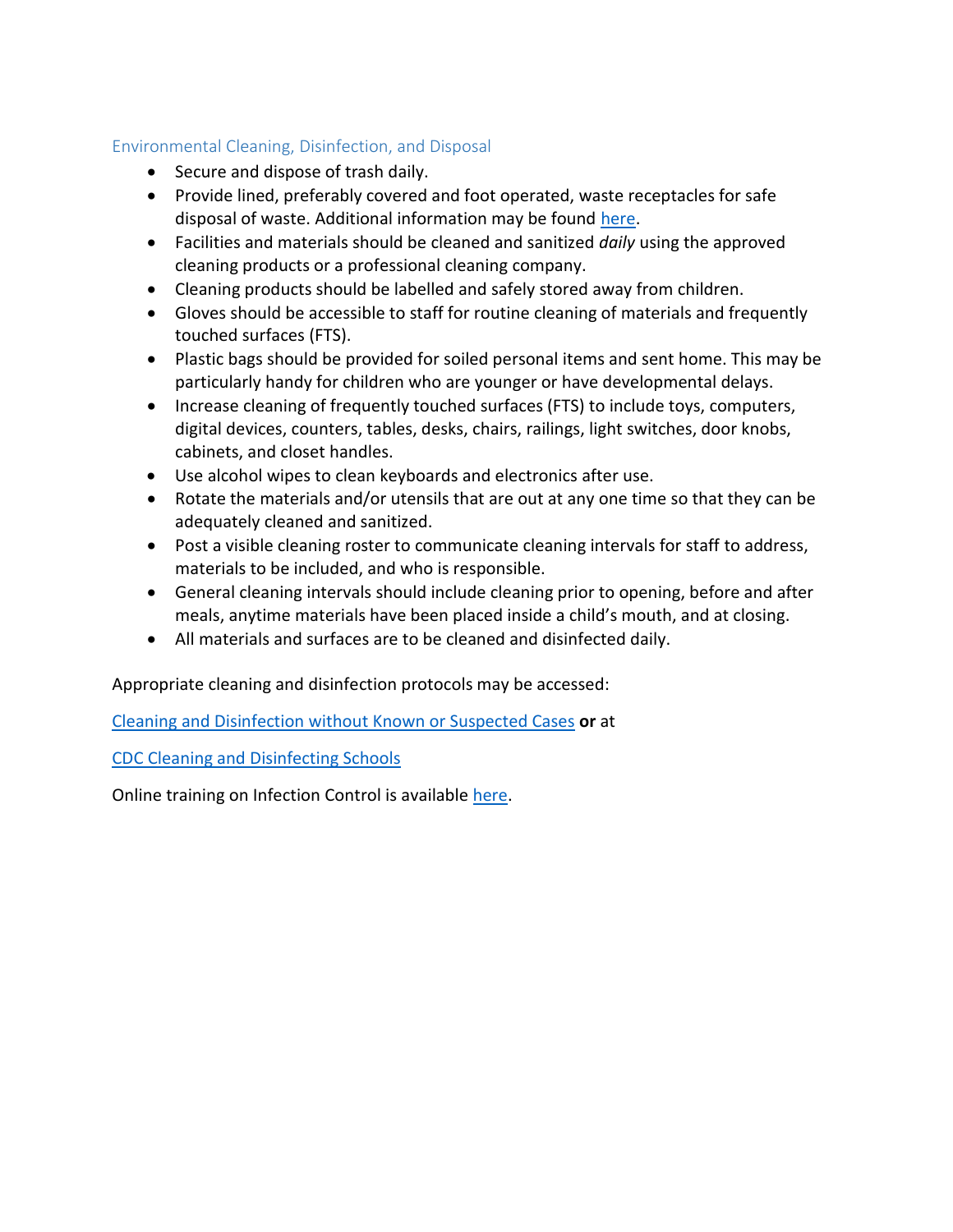## Environmental Cleaning, Disinfection, and Disposal

- Secure and dispose of trash daily.
- Provide lined, preferably covered and foot operated, waste receptacles for safe disposal of waste. Additional information may be found here.
- Facilities and materials should be cleaned and sanitized *daily* using the approved cleaning products or a professional cleaning company.
- Cleaning products should be labelled and safely stored away from children.
- Gloves should be accessible to staff for routine cleaning of materials and frequently touched surfaces (FTS).
- Plastic bags should be provided for soiled personal items and sent home. This may be particularly handy for children who are younger or have developmental delays.
- Increase cleaning of frequently touched surfaces (FTS) to include toys, computers, digital devices, counters, tables, desks, chairs, railings, light switches, door knobs, cabinets, and closet handles.
- Use alcohol wipes to clean keyboards and electronics after use.
- Rotate the materials and/or utensils that are out at any one time so that they can be adequately cleaned and sanitized.
- Post a visible cleaning roster to communicate cleaning intervals for staff to address, materials to be included, and who is responsible.
- General cleaning intervals should include cleaning prior to opening, before and after meals, anytime materials have been placed inside a child's mouth, and at closing.
- All materials and surfaces are to be cleaned and disinfected daily.

Appropriate cleaning and disinfection protocols may be accessed:

Cleaning and Disinfection without Known or Suspected Cases **or** at

CDC Cleaning and Disinfecting Schools

Online training on Infection Control is available here.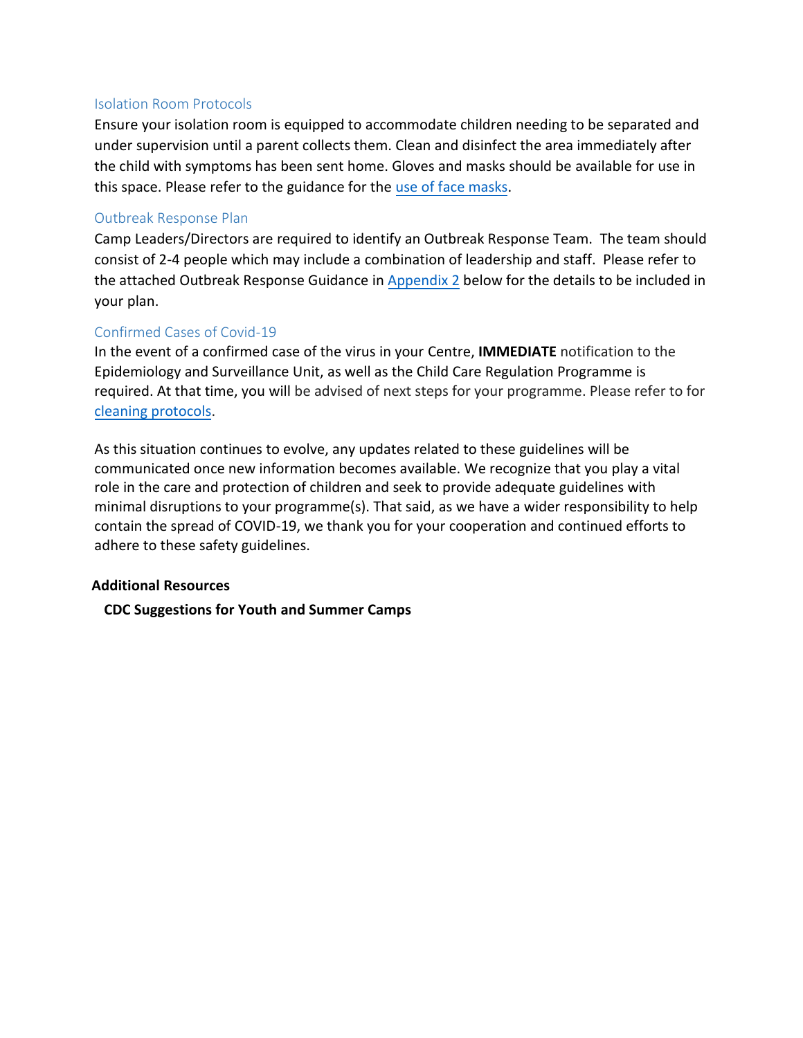### Isolation Room Protocols

Ensure your isolation room is equipped to accommodate children needing to be separated and under supervision until a parent collects them. Clean and disinfect the area immediately after the child with symptoms has been sent home. Gloves and masks should be available for use in this space. Please refer to the guidance for the use of face masks.

### Outbreak Response Plan

Camp Leaders/Directors are required to identify an Outbreak Response Team. The team should consist of 2-4 people which may include a combination of leadership and staff. Please refer to the attached Outbreak Response Guidance in Appendix 2 below for the details to be included in your plan.

### Confirmed Cases of Covid-19

In the event of a confirmed case of the virus in your Centre, **IMMEDIATE** notification to the Epidemiology and Surveillance Unit, as well as the Child Care Regulation Programme is required. At that time, you will be advised of next steps for your programme. Please refer to for cleaning protocols.

As this situation continues to evolve, any updates related to these guidelines will be communicated once new information becomes available. We recognize that you play a vital role in the care and protection of children and seek to provide adequate guidelines with minimal disruptions to your programme(s). That said, as we have a wider responsibility to help contain the spread of COVID-19, we thank you for your cooperation and continued efforts to adhere to these safety guidelines.

**Additional Resources**

**CDC Suggestions for Youth and Summer Camps**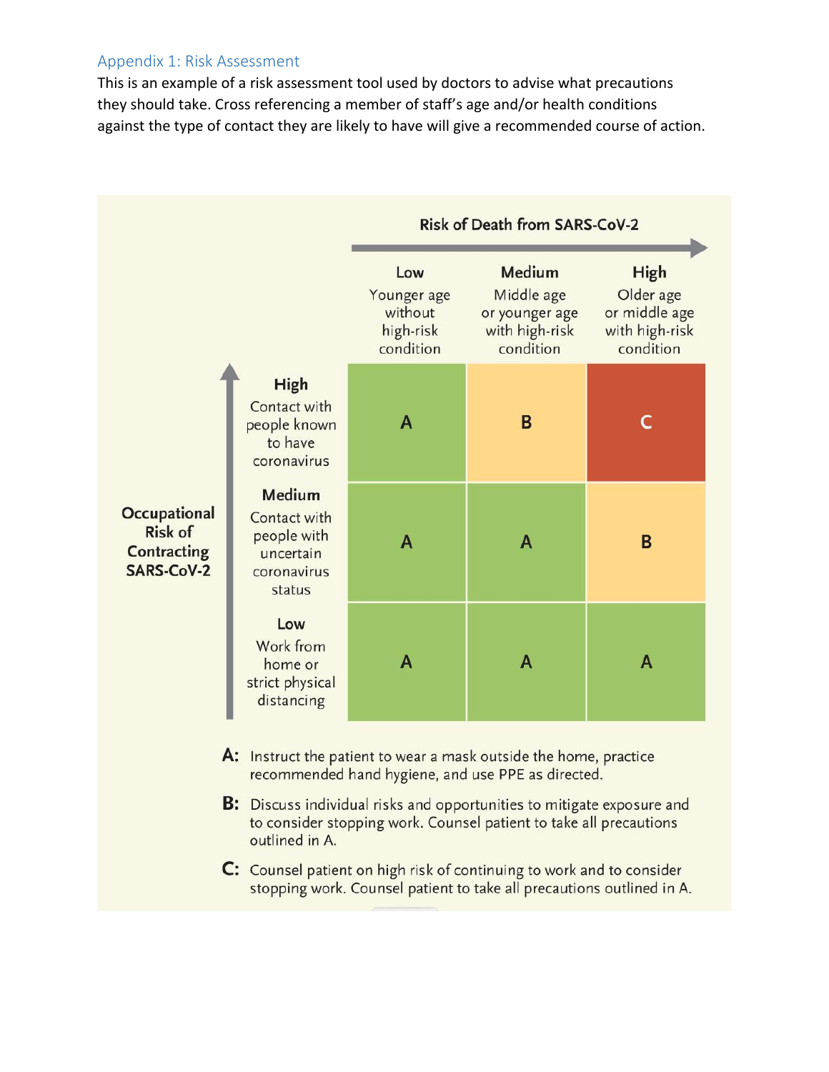## Appendix 1: Risk Assessment

This is an example of a risk assessment tool used by doctors to advise what precautions they should take. Cross referencing a member of staff's age and/or health conditions against the type of contact they are likely to have will give a recommended course of action.

| Occupational Risk of Contracting SARS-CoV-2 \ Risk of Death from SARS-CoV-2 | **Low** Younger age without high-risk condition | **Medium** Middle age or younger age with high-risk condition | **High** Older age or middle age with high-risk condition |
|---|---|---|---|
| **High** Contact with people known to have coronavirus | A | B | C |
| **Medium** Contact with people with uncertain coronavirus status | A | A | B |
| **Low** Work from home or strict physical distancing | A | A | A |

**A:** Instruct the patient to wear a mask outside the home, practice recommended hand hygiene, and use PPE as directed.

**B:** Discuss individual risks and opportunities to mitigate exposure and to consider stopping work. Counsel patient to take all precautions outlined in A.

**C:** Counsel patient on high risk of continuing to work and to consider stopping work. Counsel patient to take all precautions outlined in A.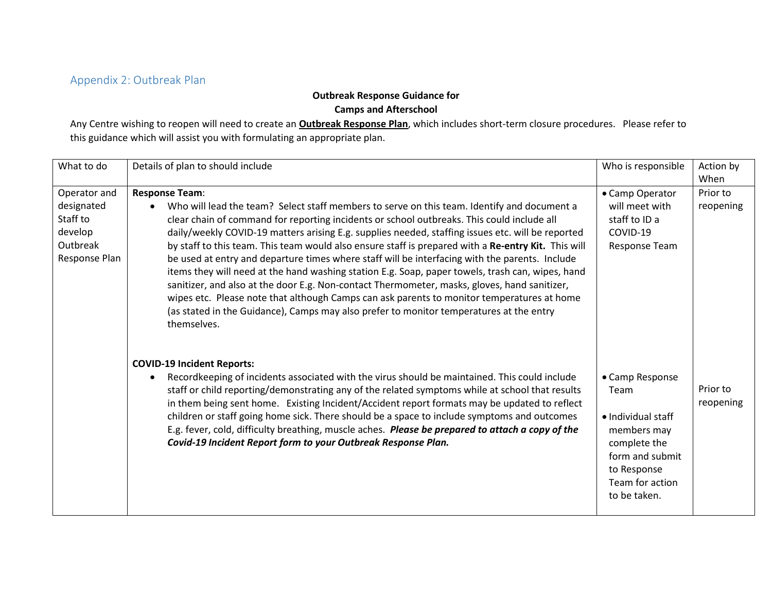## Appendix 2: Outbreak Plan

**Outbreak Response Guidance for**
**Camps and Afterschool**

Any Centre wishing to reopen will need to create an **Outbreak Response Plan**, which includes short-term closure procedures. Please refer to this guidance which will assist you with formulating an appropriate plan.

| What to do | Details of plan to should include | Who is responsible | Action by When |
|---|---|---|---|
| Operator and designated Staff to develop Outbreak Response Plan | **Response Team**:<br>• Who will lead the team? Select staff members to serve on this team. Identify and document a clear chain of command for reporting incidents or school outbreaks. This could include all daily/weekly COVID-19 matters arising E.g. supplies needed, staffing issues etc. will be reported by staff to this team. This team would also ensure staff is prepared with a **Re-entry Kit.** This will be used at entry and departure times where staff will be interfacing with the parents. Include items they will need at the hand washing station E.g. Soap, paper towels, trash can, wipes, hand sanitizer, and also at the door E.g. Non-contact Thermometer, masks, gloves, hand sanitizer, wipes etc. Please note that although Camps can ask parents to monitor temperatures at home (as stated in the Guidance), Camps may also prefer to monitor temperatures at the entry themselves. | • Camp Operator will meet with staff to ID a COVID-19 Response Team | Prior to reopening |
| | **COVID-19 Incident Reports:**<br>• Recordkeeping of incidents associated with the virus should be maintained. This could include staff or child reporting/demonstrating any of the related symptoms while at school that results in them being sent home. Existing Incident/Accident report formats may be updated to reflect children or staff going home sick. There should be a space to include symptoms and outcomes E.g. fever, cold, difficulty breathing, muscle aches. ***Please be prepared to attach a copy of the Covid-19 Incident Report form to your Outbreak Response Plan.*** | • Camp Response Team<br>• Individual staff members may complete the form and submit to Response Team for action to be taken. | Prior to reopening |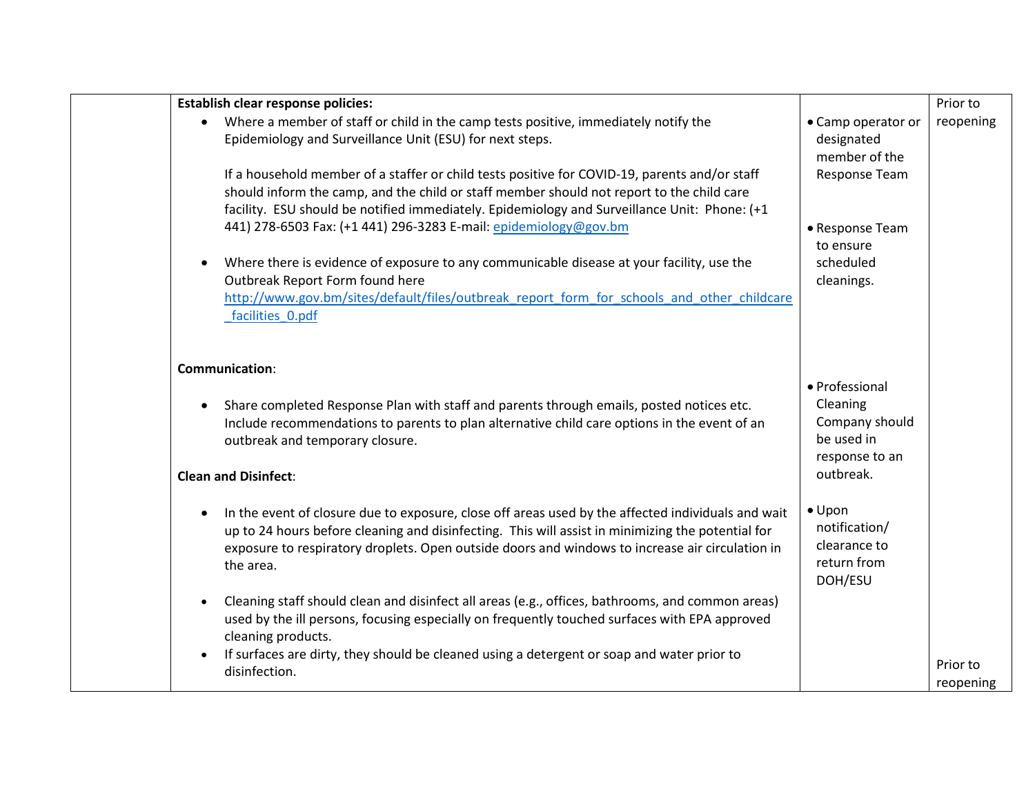| | | | |
|---|---|---|---|
| | **Establish clear response policies:**<br>• Where a member of staff or child in the camp tests positive, immediately notify the Epidemiology and Surveillance Unit (ESU) for next steps.<br><br>If a household member of a staffer or child tests positive for COVID-19, parents and/or staff should inform the camp, and the child or staff member should not report to the child care facility. ESU should be notified immediately. Epidemiology and Surveillance Unit: Phone: (+1 441) 278-6503 Fax: (+1 441) 296-3283 E-mail: epidemiology@gov.bm<br><br>• Where there is evidence of exposure to any communicable disease at your facility, use the Outbreak Report Form found here http://www.gov.bm/sites/default/files/outbreak_report_form_for_schools_and_other_childcare_facilities_0.pdf<br><br>**Communication**:<br><br>• Share completed Response Plan with staff and parents through emails, posted notices etc. Include recommendations to parents to plan alternative child care options in the event of an outbreak and temporary closure.<br><br>**Clean and Disinfect**:<br><br>• In the event of closure due to exposure, close off areas used by the affected individuals and wait up to 24 hours before cleaning and disinfecting. This will assist in minimizing the potential for exposure to respiratory droplets. Open outside doors and windows to increase air circulation in the area.<br><br>• Cleaning staff should clean and disinfect all areas (e.g., offices, bathrooms, and common areas) used by the ill persons, focusing especially on frequently touched surfaces with EPA approved cleaning products.<br>• If surfaces are dirty, they should be cleaned using a detergent or soap and water prior to disinfection. | • Camp operator or designated member of the Response Team<br><br>• Response Team to ensure scheduled cleanings.<br><br>• Professional Cleaning Company should be used in response to an outbreak.<br><br>• Upon notification/ clearance to return from DOH/ESU | Prior to reopening<br><br>Prior to reopening |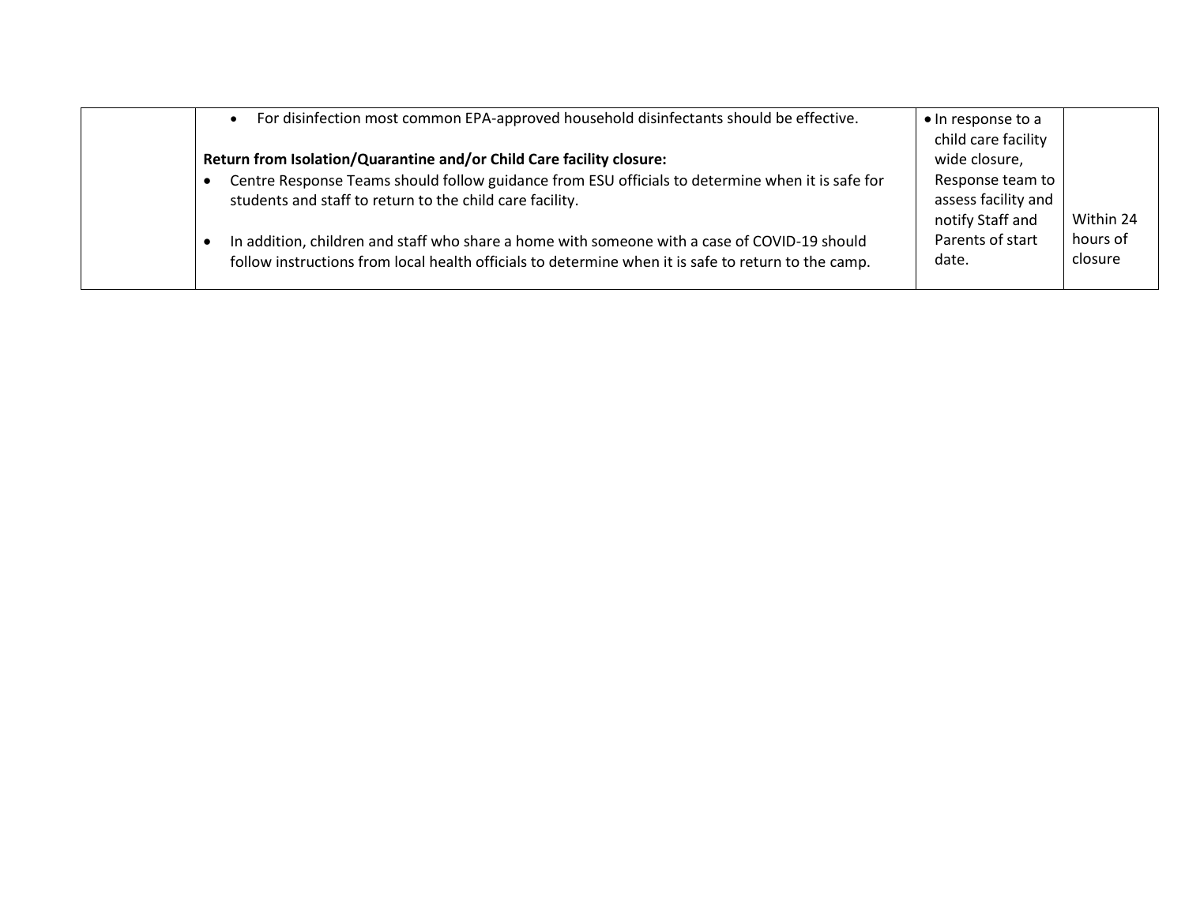| | | | |
|---|---|---|---|
| | • For disinfection most common EPA-approved household disinfectants should be effective.<br><br>**Return from Isolation/Quarantine and/or Child Care facility closure:**<br>• Centre Response Teams should follow guidance from ESU officials to determine when it is safe for students and staff to return to the child care facility.<br><br>• In addition, children and staff who share a home with someone with a case of COVID-19 should follow instructions from local health officials to determine when it is safe to return to the camp. | • In response to a child care facility wide closure, Response team to assess facility and notify Staff and Parents of start date. | Within 24 hours of closure |